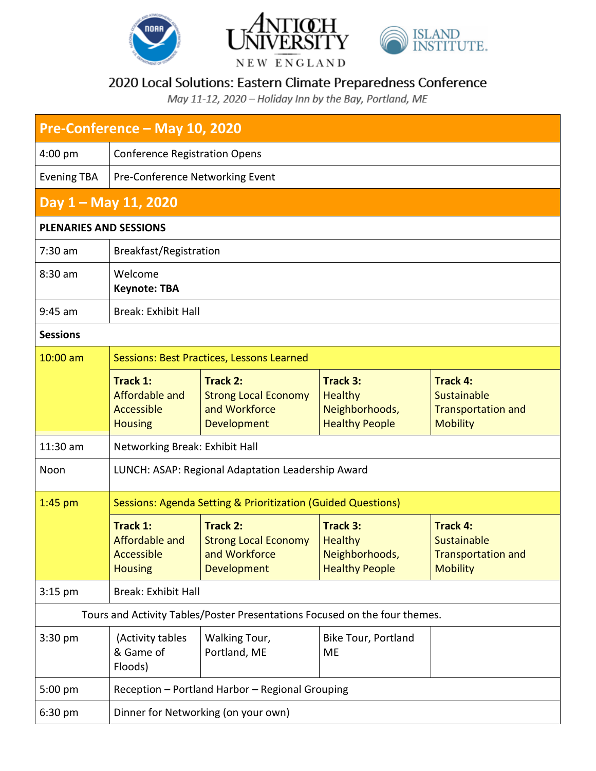NOAA | ANTIOCH UNIVERSITY NEW ENGLAND | ISLAND INSTITUTE

# 2020 Local Solutions: Eastern Climate Preparedness Conference

*May 11-12, 2020 – Holiday Inn by the Bay, Portland, ME*

| **Pre-Conference – May 10, 2020** | | | | |
|---|---|---|---|---|
| 4:00 pm | Conference Registration Opens | | | |
| Evening TBA | Pre-Conference Networking Event | | | |
| **Day 1 – May 11, 2020** | | | | |
| **PLENARIES AND SESSIONS** | | | | |
| 7:30 am | Breakfast/Registration | | | |
| 8:30 am | Welcome<br>**Keynote: TBA** | | | |
| 9:45 am | Break: Exhibit Hall | | | |
| **Sessions** | | | | |
| 10:00 am | Sessions: Best Practices, Lessons Learned | | | |
| | **Track 1:** Affordable and Accessible Housing | **Track 2:** Strong Local Economy and Workforce Development | **Track 3:** Healthy Neighborhoods, Healthy People | **Track 4:** Sustainable Transportation and Mobility |
| 11:30 am | Networking Break: Exhibit Hall | | | |
| Noon | LUNCH: ASAP: Regional Adaptation Leadership Award | | | |
| 1:45 pm | Sessions: Agenda Setting & Prioritization (Guided Questions) | | | |
| | **Track 1:** Affordable and Accessible Housing | **Track 2:** Strong Local Economy and Workforce Development | **Track 3:** Healthy Neighborhoods, Healthy People | **Track 4:** Sustainable Transportation and Mobility |
| 3:15 pm | Break: Exhibit Hall | | | |
| Tours and Activity Tables/Poster Presentations Focused on the four themes. | | | | |
| 3:30 pm | (Activity tables & Game of Floods) | Walking Tour, Portland, ME | Bike Tour, Portland ME | |
| 5:00 pm | Reception – Portland Harbor – Regional Grouping | | | |
| 6:30 pm | Dinner for Networking (on your own) | | | |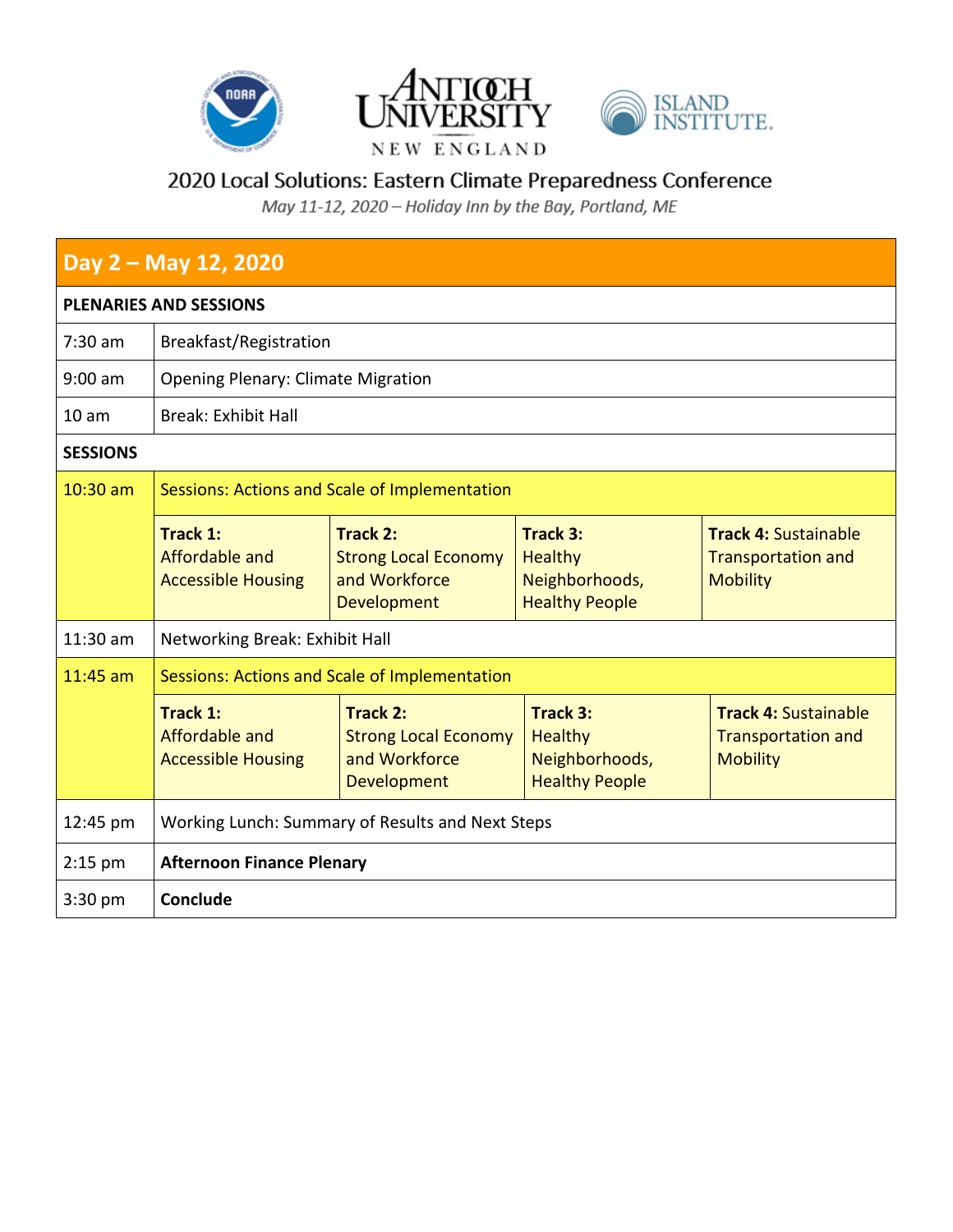2020 Local Solutions: Eastern Climate Preparedness Conference

*May 11-12, 2020 – Holiday Inn by the Bay, Portland, ME*

| **Day 2 – May 12, 2020** | | | | |
|---|---|---|---|---|
| **PLENARIES AND SESSIONS** | | | | |
| 7:30 am | Breakfast/Registration | | | |
| 9:00 am | Opening Plenary: Climate Migration | | | |
| 10 am | Break: Exhibit Hall | | | |
| **SESSIONS** | | | | |
| 10:30 am | Sessions: Actions and Scale of Implementation | | | |
| | **Track 1:** Affordable and Accessible Housing | **Track 2:** Strong Local Economy and Workforce Development | **Track 3:** Healthy Neighborhoods, Healthy People | **Track 4:** Sustainable Transportation and Mobility |
| 11:30 am | Networking Break: Exhibit Hall | | | |
| 11:45 am | Sessions: Actions and Scale of Implementation | | | |
| | **Track 1:** Affordable and Accessible Housing | **Track 2:** Strong Local Economy and Workforce Development | **Track 3:** Healthy Neighborhoods, Healthy People | **Track 4:** Sustainable Transportation and Mobility |
| 12:45 pm | Working Lunch: Summary of Results and Next Steps | | | |
| 2:15 pm | **Afternoon Finance Plenary** | | | |
| 3:30 pm | **Conclude** | | | |